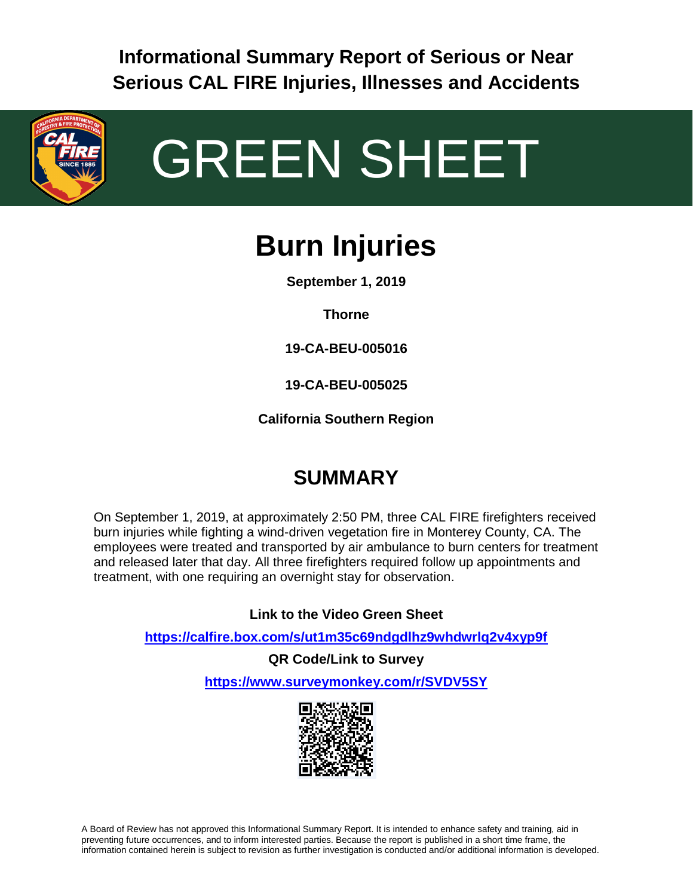**Informational Summary Report of Serious or Near Serious CAL FIRE Injuries, Illnesses and Accidents**

# GREEN SHEET

# Burn Injuries

**September 1, 2019**

**Thorne**

**19-CA-BEU-005016**

**19-CA-BEU-005025**

**California Southern Region**

## SUMMARY

On September 1, 2019, at approximately 2:50 PM, three CAL FIRE firefighters received burn injuries while fighting a wind-driven vegetation fire in Monterey County, CA. The employees were treated and transported by air ambulance to burn centers for treatment and released later that day. All three firefighters required follow up appointments and treatment, with one requiring an overnight stay for observation.

**Link to the Video Green Sheet**

**https://calfire.box.com/s/ut1m35c69ndgdlhz9whdwrlq2v4xyp9f**

**QR Code/Link to Survey**

**https://www.surveymonkey.com/r/SVDV5SY**

A Board of Review has not approved this Informational Summary Report. It is intended to enhance safety and training, aid in preventing future occurrences, and to inform interested parties. Because the report is published in a short time frame, the information contained herein is subject to revision as further investigation is conducted and/or additional information is developed.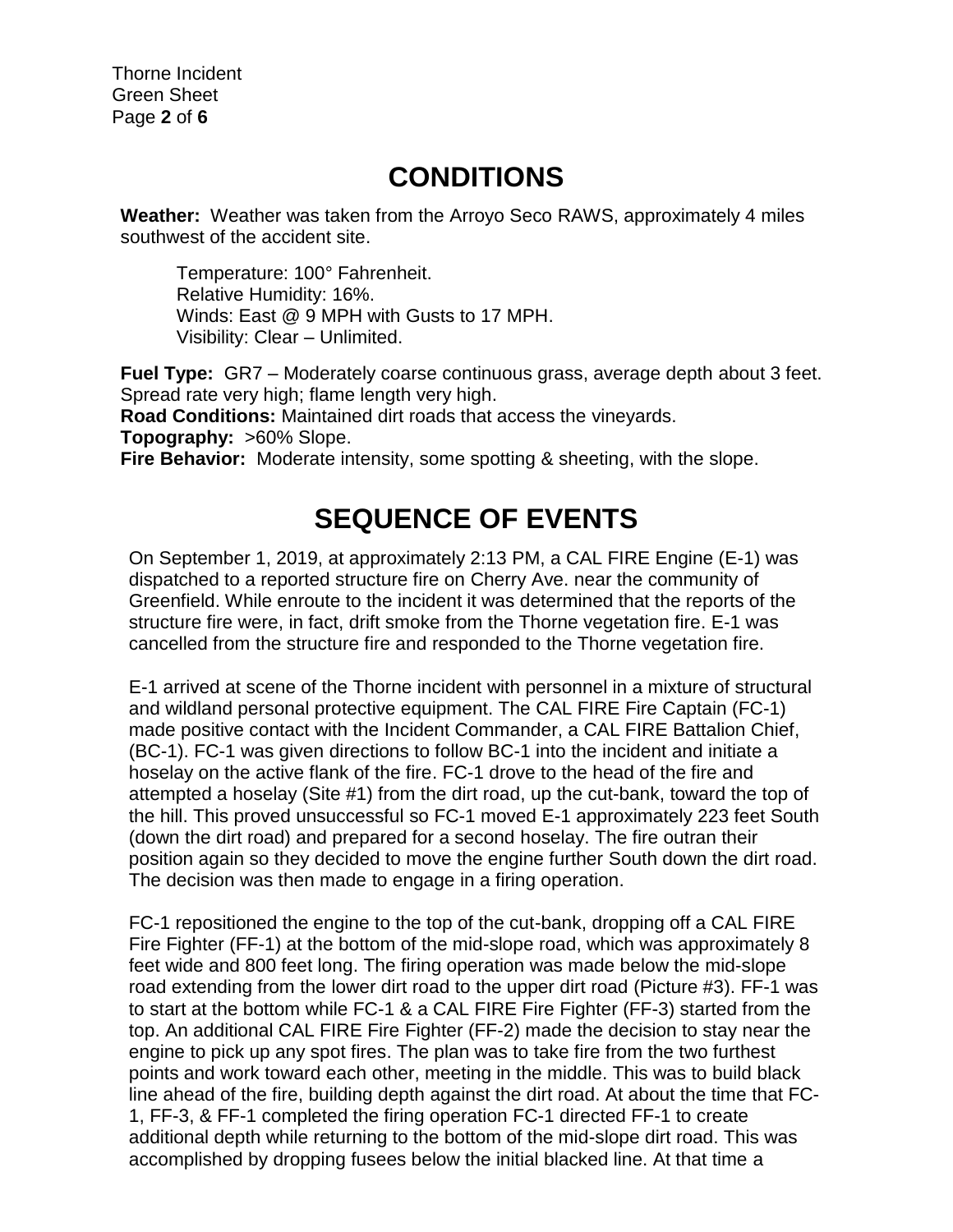# CONDITIONS

**Weather:** Weather was taken from the Arroyo Seco RAWS, approximately 4 miles southwest of the accident site.

Temperature: 100° Fahrenheit.
Relative Humidity: 16%.
Winds: East @ 9 MPH with Gusts to 17 MPH.
Visibility: Clear – Unlimited.

**Fuel Type:** GR7 – Moderately coarse continuous grass, average depth about 3 feet. Spread rate very high; flame length very high.
**Road Conditions:** Maintained dirt roads that access the vineyards.
**Topography:** >60% Slope.
**Fire Behavior:** Moderate intensity, some spotting & sheeting, with the slope.

# SEQUENCE OF EVENTS

On September 1, 2019, at approximately 2:13 PM, a CAL FIRE Engine (E-1) was dispatched to a reported structure fire on Cherry Ave. near the community of Greenfield. While enroute to the incident it was determined that the reports of the structure fire were, in fact, drift smoke from the Thorne vegetation fire. E-1 was cancelled from the structure fire and responded to the Thorne vegetation fire.

E-1 arrived at scene of the Thorne incident with personnel in a mixture of structural and wildland personal protective equipment. The CAL FIRE Fire Captain (FC-1) made positive contact with the Incident Commander, a CAL FIRE Battalion Chief, (BC-1). FC-1 was given directions to follow BC-1 into the incident and initiate a hoselay on the active flank of the fire. FC-1 drove to the head of the fire and attempted a hoselay (Site #1) from the dirt road, up the cut-bank, toward the top of the hill. This proved unsuccessful so FC-1 moved E-1 approximately 223 feet South (down the dirt road) and prepared for a second hoselay. The fire outran their position again so they decided to move the engine further South down the dirt road. The decision was then made to engage in a firing operation.

FC-1 repositioned the engine to the top of the cut-bank, dropping off a CAL FIRE Fire Fighter (FF-1) at the bottom of the mid-slope road, which was approximately 8 feet wide and 800 feet long. The firing operation was made below the mid-slope road extending from the lower dirt road to the upper dirt road (Picture #3). FF-1 was to start at the bottom while FC-1 & a CAL FIRE Fire Fighter (FF-3) started from the top. An additional CAL FIRE Fire Fighter (FF-2) made the decision to stay near the engine to pick up any spot fires. The plan was to take fire from the two furthest points and work toward each other, meeting in the middle. This was to build black line ahead of the fire, building depth against the dirt road. At about the time that FC-1, FF-3, & FF-1 completed the firing operation FC-1 directed FF-1 to create additional depth while returning to the bottom of the mid-slope dirt road. This was accomplished by dropping fusees below the initial blacked line. At that time a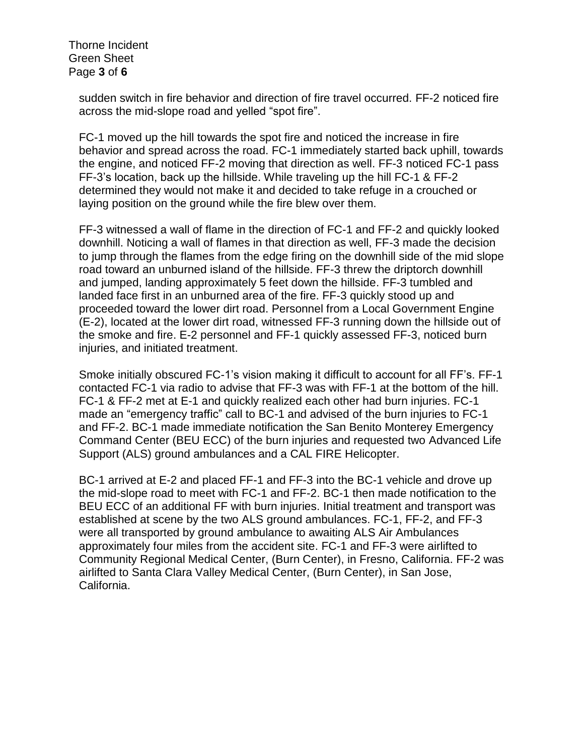sudden switch in fire behavior and direction of fire travel occurred. FF-2 noticed fire across the mid-slope road and yelled "spot fire".

FC-1 moved up the hill towards the spot fire and noticed the increase in fire behavior and spread across the road. FC-1 immediately started back uphill, towards the engine, and noticed FF-2 moving that direction as well. FF-3 noticed FC-1 pass FF-3's location, back up the hillside. While traveling up the hill FC-1 & FF-2 determined they would not make it and decided to take refuge in a crouched or laying position on the ground while the fire blew over them.

FF-3 witnessed a wall of flame in the direction of FC-1 and FF-2 and quickly looked downhill. Noticing a wall of flames in that direction as well, FF-3 made the decision to jump through the flames from the edge firing on the downhill side of the mid slope road toward an unburned island of the hillside. FF-3 threw the driptorch downhill and jumped, landing approximately 5 feet down the hillside. FF-3 tumbled and landed face first in an unburned area of the fire. FF-3 quickly stood up and proceeded toward the lower dirt road. Personnel from a Local Government Engine (E-2), located at the lower dirt road, witnessed FF-3 running down the hillside out of the smoke and fire. E-2 personnel and FF-1 quickly assessed FF-3, noticed burn injuries, and initiated treatment.

Smoke initially obscured FC-1's vision making it difficult to account for all FF's. FF-1 contacted FC-1 via radio to advise that FF-3 was with FF-1 at the bottom of the hill. FC-1 & FF-2 met at E-1 and quickly realized each other had burn injuries. FC-1 made an "emergency traffic" call to BC-1 and advised of the burn injuries to FC-1 and FF-2. BC-1 made immediate notification the San Benito Monterey Emergency Command Center (BEU ECC) of the burn injuries and requested two Advanced Life Support (ALS) ground ambulances and a CAL FIRE Helicopter.

BC-1 arrived at E-2 and placed FF-1 and FF-3 into the BC-1 vehicle and drove up the mid-slope road to meet with FC-1 and FF-2. BC-1 then made notification to the BEU ECC of an additional FF with burn injuries. Initial treatment and transport was established at scene by the two ALS ground ambulances. FC-1, FF-2, and FF-3 were all transported by ground ambulance to awaiting ALS Air Ambulances approximately four miles from the accident site. FC-1 and FF-3 were airlifted to Community Regional Medical Center, (Burn Center), in Fresno, California. FF-2 was airlifted to Santa Clara Valley Medical Center, (Burn Center), in San Jose, California.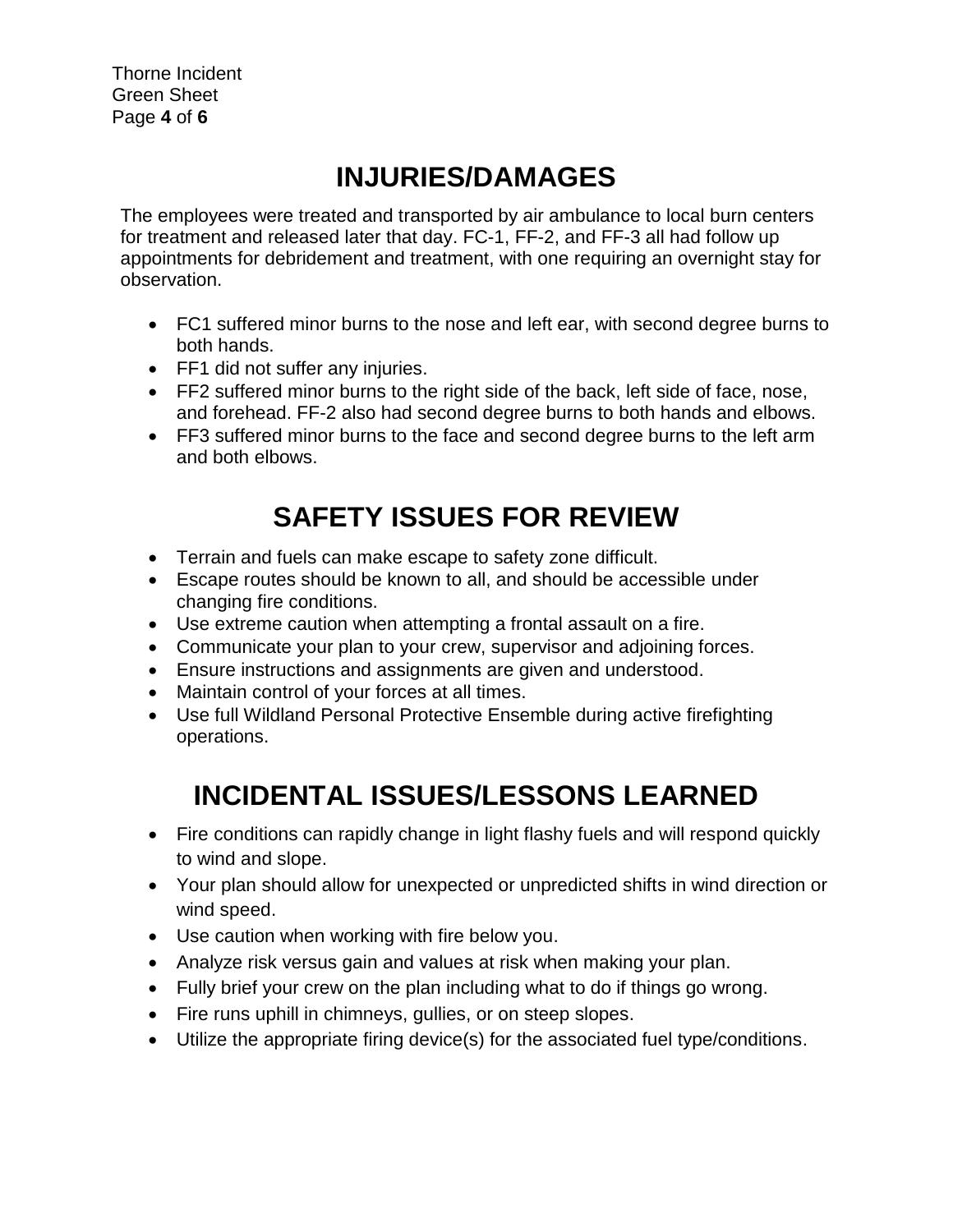# INJURIES/DAMAGES

The employees were treated and transported by air ambulance to local burn centers for treatment and released later that day. FC-1, FF-2, and FF-3 all had follow up appointments for debridement and treatment, with one requiring an overnight stay for observation.

- FC1 suffered minor burns to the nose and left ear, with second degree burns to both hands.
- FF1 did not suffer any injuries.
- FF2 suffered minor burns to the right side of the back, left side of face, nose, and forehead. FF-2 also had second degree burns to both hands and elbows.
- FF3 suffered minor burns to the face and second degree burns to the left arm and both elbows.

# SAFETY ISSUES FOR REVIEW

- Terrain and fuels can make escape to safety zone difficult.
- Escape routes should be known to all, and should be accessible under changing fire conditions.
- Use extreme caution when attempting a frontal assault on a fire.
- Communicate your plan to your crew, supervisor and adjoining forces.
- Ensure instructions and assignments are given and understood.
- Maintain control of your forces at all times.
- Use full Wildland Personal Protective Ensemble during active firefighting operations.

# INCIDENTAL ISSUES/LESSONS LEARNED

- Fire conditions can rapidly change in light flashy fuels and will respond quickly to wind and slope.
- Your plan should allow for unexpected or unpredicted shifts in wind direction or wind speed.
- Use caution when working with fire below you.
- Analyze risk versus gain and values at risk when making your plan.
- Fully brief your crew on the plan including what to do if things go wrong.
- Fire runs uphill in chimneys, gullies, or on steep slopes.
- Utilize the appropriate firing device(s) for the associated fuel type/conditions.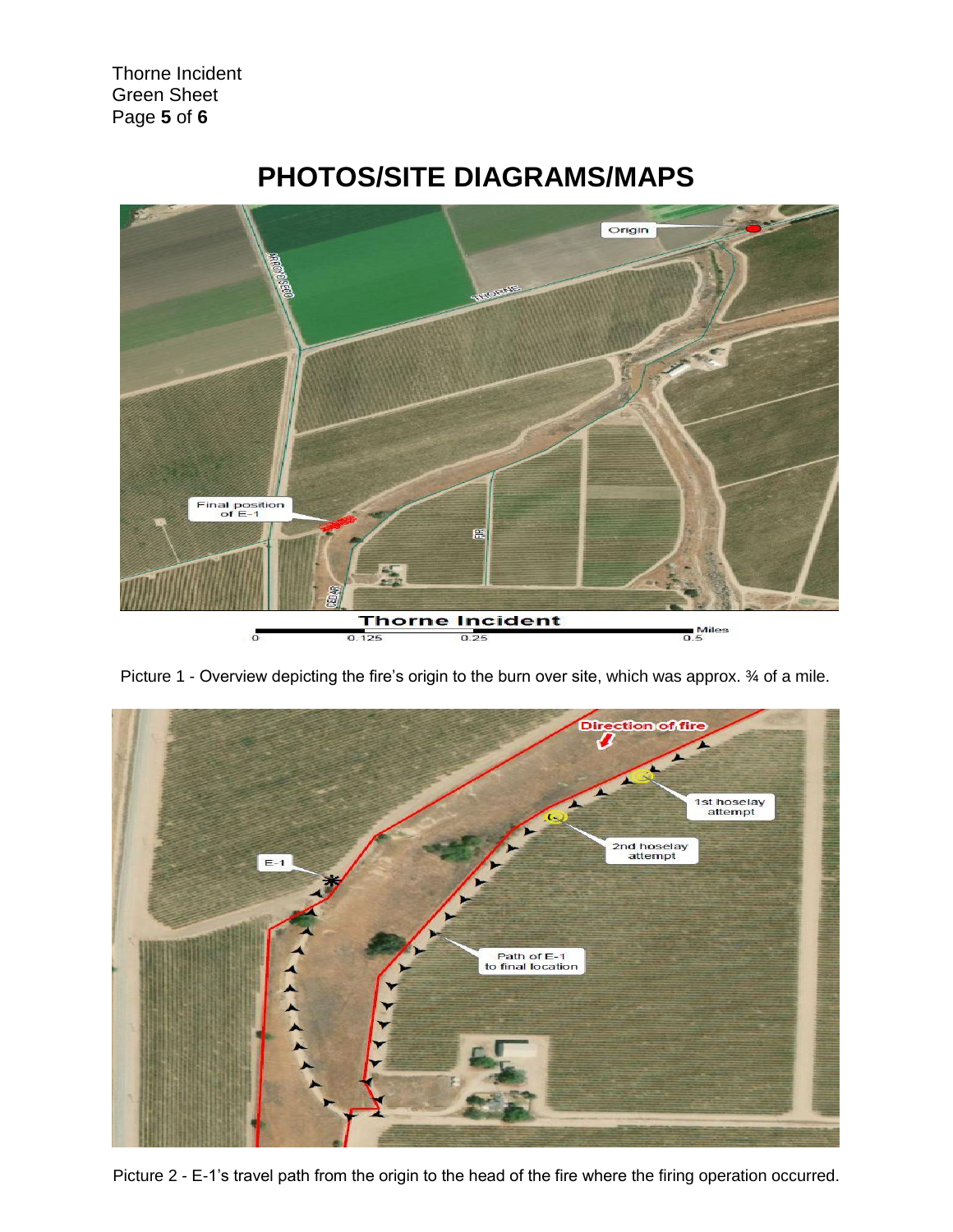# PHOTOS/SITE DIAGRAMS/MAPS

Picture 1 - Overview depicting the fire's origin to the burn over site, which was approx. ¾ of a mile.

Picture 2 - E-1's travel path from the origin to the head of the fire where the firing operation occurred.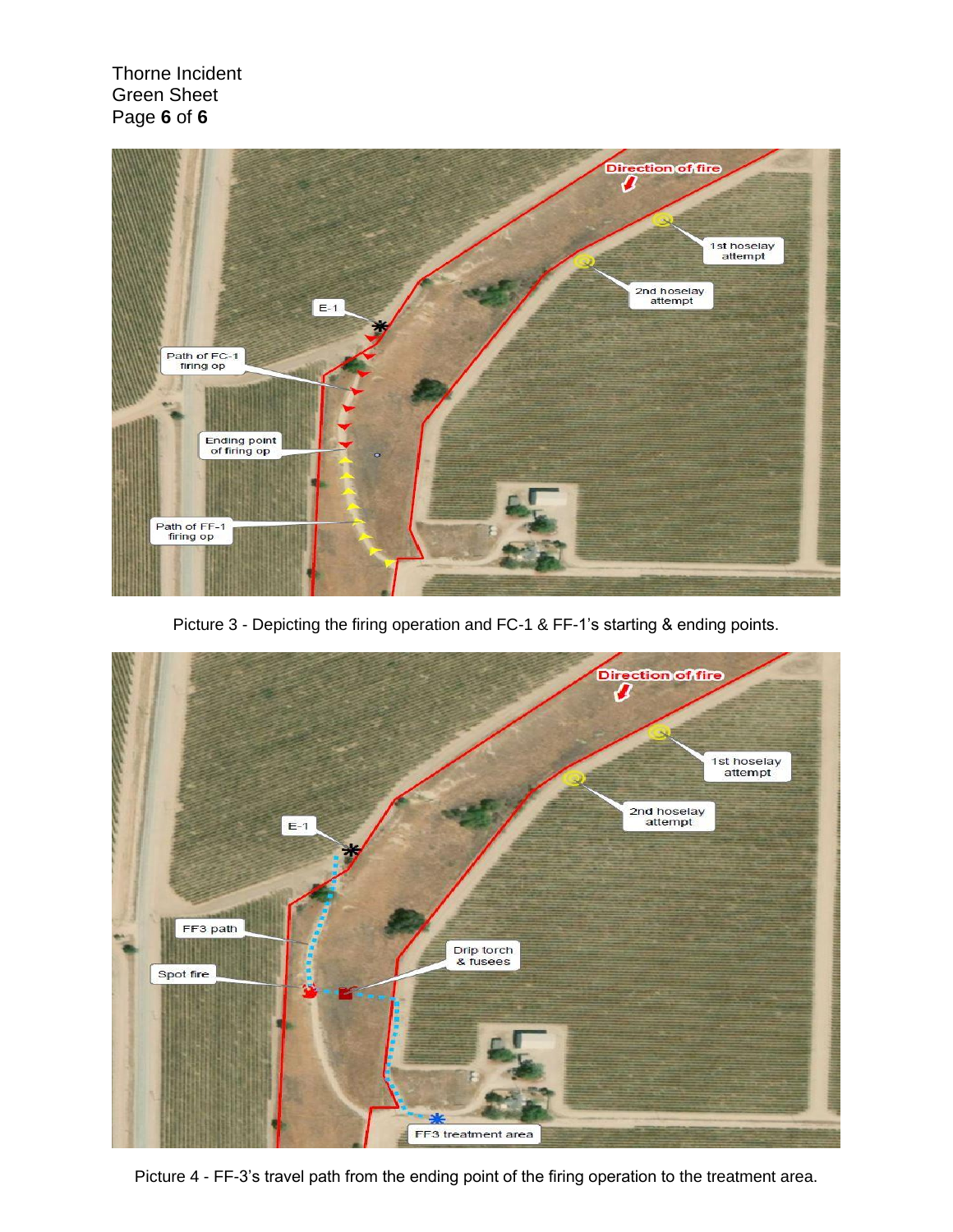Direction of fire

1st hoselay attempt

2nd hoselay attempt

E-1

Path of FC-1 firing op

Ending point of firing op

Path of FF-1 firing op

Picture 3 - Depicting the firing operation and FC-1 & FF-1's starting & ending points.

Direction of fire

1st hoselay attempt

2nd hoselay attempt

E-1

FF3 path

Spot fire

Drip torch & fusees

FF3 treatment area

Picture 4 - FF-3's travel path from the ending point of the firing operation to the treatment area.